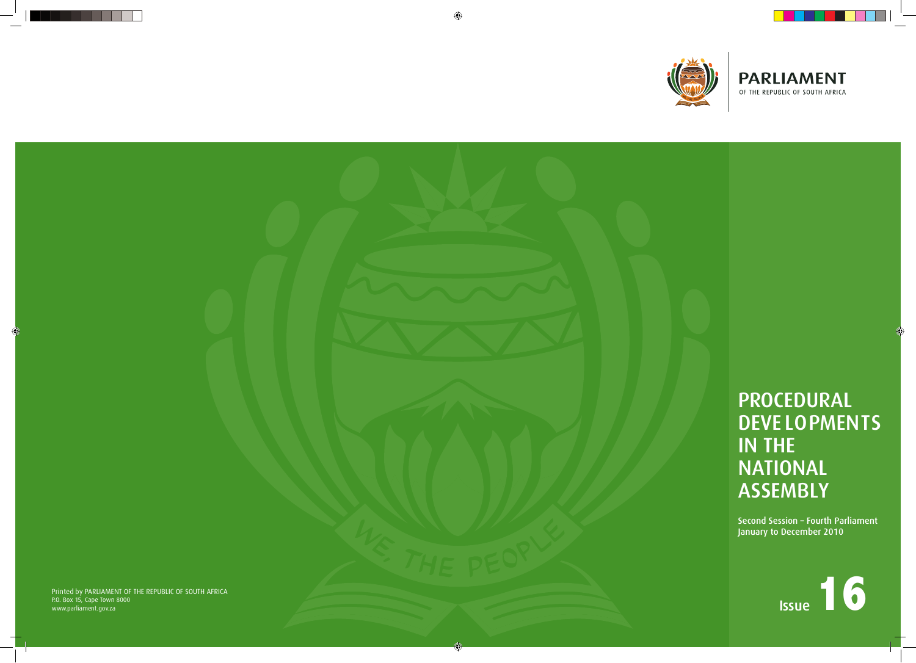**PARLIAMENT**
OF THE REPUBLIC OF SOUTH AFRICA

# PROCEDURAL DEVELOPMENTS IN THE NATIONAL ASSEMBLY

**Second Session – Fourth Parliament**
**January to December 2010**

**Issue 16**

Printed by PARLIAMENT OF THE REPUBLIC OF SOUTH AFRICA
P.O. Box 15, Cape Town 8000
www.parliament.gov.za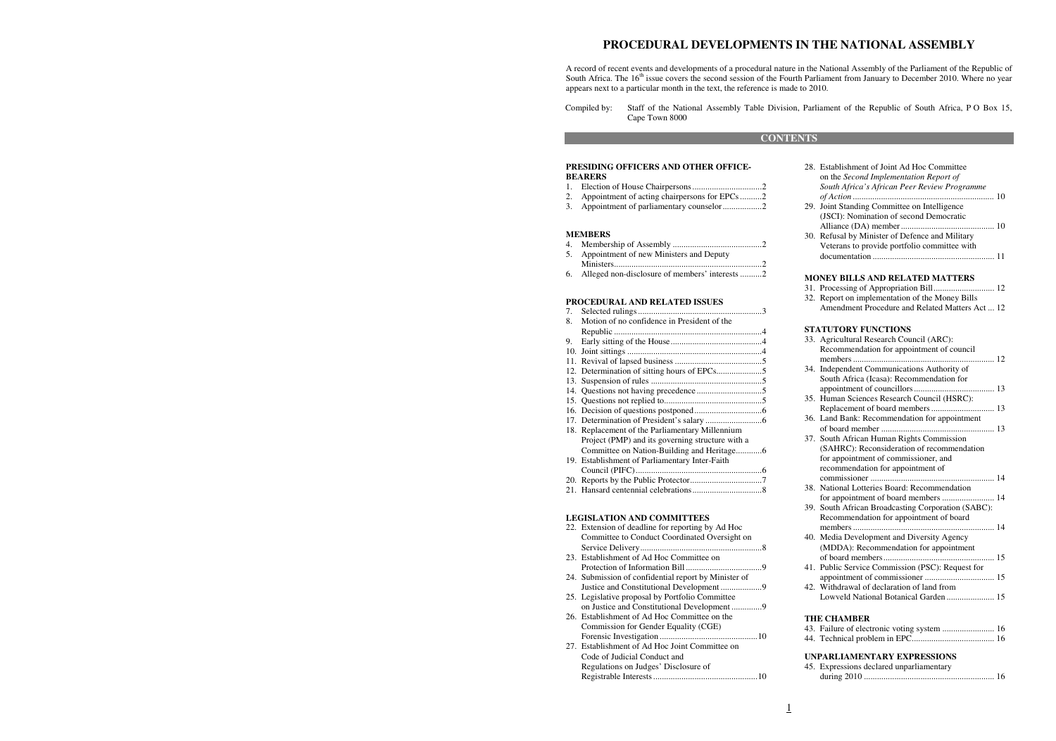# PROCEDURAL DEVELOPMENTS IN THE NATIONAL ASSEMBLY

A record of recent events and developments of a procedural nature in the National Assembly of the Parliament of the Republic of South Africa. The 16[th] issue covers the second session of the Fourth Parliament from January to December 2010. Where no year appears next to a particular month in the text, the reference is made to 2010.

Compiled by: Staff of the National Assembly Table Division, Parliament of the Republic of South Africa, P O Box 15, Cape Town 8000

## CONTENTS

**PRESIDING OFFICERS AND OTHER OFFICE-BEARERS**

1. Election of House Chairpersons ... 2
2. Appointment of acting chairpersons for EPCs ... 2
3. Appointment of parliamentary counselor ... 2

**MEMBERS**

4. Membership of Assembly ... 2
5. Appointment of new Ministers and Deputy Ministers ... 2
6. Alleged non-disclosure of members' interests ... 2

**PROCEDURAL AND RELATED ISSUES**

7. Selected rulings ... 3
8. Motion of no confidence in President of the Republic ... 4
9. Early sitting of the House ... 4
10. Joint sittings ... 4
11. Revival of lapsed business ... 5
12. Determination of sitting hours of EPCs ... 5
13. Suspension of rules ... 5
14. Questions not having precedence ... 5
15. Questions not replied to ... 5
16. Decision of questions postponed ... 6
17. Determination of President's salary ... 6
18. Replacement of the Parliamentary Millennium Project (PMP) and its governing structure with a Committee on Nation-Building and Heritage ... 6
19. Establishment of Parliamentary Inter-Faith Council (PIFC) ... 6
20. Reports by the Public Protector ... 7
21. Hansard centennial celebrations ... 8

**LEGISLATION AND COMMITTEES**

22. Extension of deadline for reporting by Ad Hoc Committee to Conduct Coordinated Oversight on Service Delivery ... 8
23. Establishment of Ad Hoc Committee on Protection of Information Bill ... 9
24. Submission of confidential report by Minister of Justice and Constitutional Development ... 9
25. Legislative proposal by Portfolio Committee on Justice and Constitutional Development ... 9
26. Establishment of Ad Hoc Committee on the Commission for Gender Equality (CGE) Forensic Investigation ... 10
27. Establishment of Ad Hoc Joint Committee on Code of Judicial Conduct and Regulations on Judges' Disclosure of Registrable Interests ... 10
28. Establishment of Joint Ad Hoc Committee on the *Second Implementation Report of South Africa's African Peer Review Programme of Action* ... 10
29. Joint Standing Committee on Intelligence (JSCI): Nomination of second Democratic Alliance (DA) member ... 10
30. Refusal by Minister of Defence and Military Veterans to provide portfolio committee with documentation ... 11

**MONEY BILLS AND RELATED MATTERS**

31. Processing of Appropriation Bill ... 12
32. Report on implementation of the Money Bills Amendment Procedure and Related Matters Act ... 12

**STATUTORY FUNCTIONS**

33. Agricultural Research Council (ARC): Recommendation for appointment of council members ... 12
34. Independent Communications Authority of South Africa (Icasa): Recommendation for appointment of councillors ... 13
35. Human Sciences Research Council (HSRC): Replacement of board members ... 13
36. Land Bank: Recommendation for appointment of board member ... 13
37. South African Human Rights Commission (SAHRC): Reconsideration of recommendation for appointment of commissioner, and recommendation for appointment of commissioner ... 14
38. National Lotteries Board: Recommendation for appointment of board members ... 14
39. South African Broadcasting Corporation (SABC): Recommendation for appointment of board members ... 14
40. Media Development and Diversity Agency (MDDA): Recommendation for appointment of board members ... 15
41. Public Service Commission (PSC): Request for appointment of commissioner ... 15
42. Withdrawal of declaration of land from Lowveld National Botanical Garden ... 15

**THE CHAMBER**

43. Failure of electronic voting system ... 16
44. Technical problem in EPC ... 16

**UNPARLIAMENTARY EXPRESSIONS**

45. Expressions declared unparliamentary during 2010 ... 16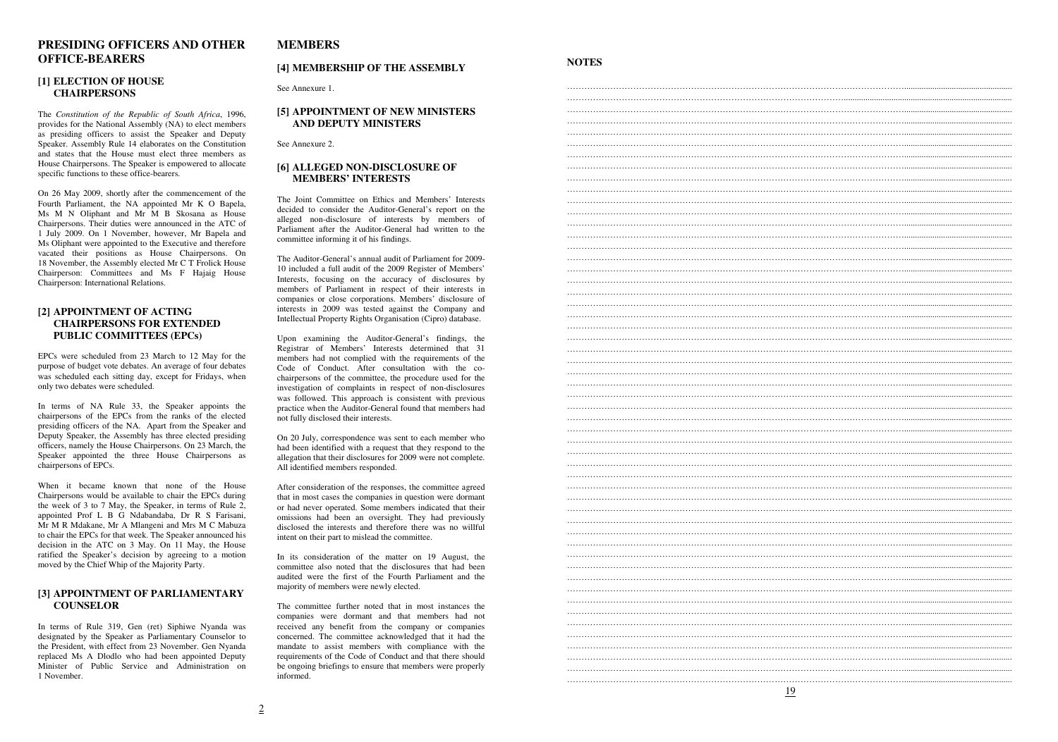# PRESIDING OFFICERS AND OTHER OFFICE-BEARERS

## [1] ELECTION OF HOUSE CHAIRPERSONS

The *Constitution of the Republic of South Africa*, 1996, provides for the National Assembly (NA) to elect members as presiding officers to assist the Speaker and Deputy Speaker. Assembly Rule 14 elaborates on the Constitution and states that the House must elect three members as House Chairpersons. The Speaker is empowered to allocate specific functions to these office-bearers.

On 26 May 2009, shortly after the commencement of the Fourth Parliament, the NA appointed Mr K O Bapela, Ms M N Oliphant and Mr M B Skosana as House Chairpersons. Their duties were announced in the ATC of 1 July 2009. On 1 November, however, Mr Bapela and Ms Oliphant were appointed to the Executive and therefore vacated their positions as House Chairpersons. On 18 November, the Assembly elected Mr C T Frolick House Chairperson: Committees and Ms F Hajaig House Chairperson: International Relations.

## [2] APPOINTMENT OF ACTING CHAIRPERSONS FOR EXTENDED PUBLIC COMMITTEES (EPCs)

EPCs were scheduled from 23 March to 12 May for the purpose of budget vote debates. An average of four debates was scheduled each sitting day, except for Fridays, when only two debates were scheduled.

In terms of NA Rule 33, the Speaker appoints the chairpersons of the EPCs from the ranks of the elected presiding officers of the NA. Apart from the Speaker and Deputy Speaker, the Assembly has three elected presiding officers, namely the House Chairpersons. On 23 March, the Speaker appointed the three House Chairpersons as chairpersons of EPCs.

When it became known that none of the House Chairpersons would be available to chair the EPCs during the week of 3 to 7 May, the Speaker, in terms of Rule 2, appointed Prof L B G Ndabandaba, Dr R S Farisani, Mr M R Mdakane, Mr A Mlangeni and Mrs M C Mabuza to chair the EPCs for that week. The Speaker announced his decision in the ATC on 3 May. On 11 May, the House ratified the Speaker's decision by agreeing to a motion moved by the Chief Whip of the Majority Party.

## [3] APPOINTMENT OF PARLIAMENTARY COUNSELOR

In terms of Rule 319, Gen (ret) Siphiwe Nyanda was designated by the Speaker as Parliamentary Counselor to the President, with effect from 23 November. Gen Nyanda replaced Ms A Dlodlo who had been appointed Deputy Minister of Public Service and Administration on 1 November.

# MEMBERS

## [4] MEMBERSHIP OF THE ASSEMBLY

See Annexure 1.

## [5] APPOINTMENT OF NEW MINISTERS AND DEPUTY MINISTERS

See Annexure 2.

## [6] ALLEGED NON-DISCLOSURE OF MEMBERS' INTERESTS

The Joint Committee on Ethics and Members' Interests decided to consider the Auditor-General's report on the alleged non-disclosure of interests by members of Parliament after the Auditor-General had written to the committee informing it of his findings.

The Auditor-General's annual audit of Parliament for 2009-10 included a full audit of the 2009 Register of Members' Interests, focusing on the accuracy of disclosures by members of Parliament in respect of their interests in companies or close corporations. Members' disclosure of interests in 2009 was tested against the Company and Intellectual Property Rights Organisation (Cipro) database.

Upon examining the Auditor-General's findings, the Registrar of Members' Interests determined that 31 members had not complied with the requirements of the Code of Conduct. After consultation with the co-chairpersons of the committee, the procedure used for the investigation of complaints in respect of non-disclosures was followed. This approach is consistent with previous practice when the Auditor-General found that members had not fully disclosed their interests.

On 20 July, correspondence was sent to each member who had been identified with a request that they respond to the allegation that their disclosures for 2009 were not complete. All identified members responded.

After consideration of the responses, the committee agreed that in most cases the companies in question were dormant or had never operated. Some members indicated that their omissions had been an oversight. They had previously disclosed the interests and therefore there was no willful intent on their part to mislead the committee.

In its consideration of the matter on 19 August, the committee also noted that the disclosures that had been audited were the first of the Fourth Parliament and the majority of members were newly elected.

The committee further noted that in most instances the companies were dormant and that members had not received any benefit from the company or companies concerned. The committee acknowledged that it had the mandate to assist members with compliance with the requirements of the Code of Conduct and that there should be ongoing briefings to ensure that members were properly informed.

# NOTES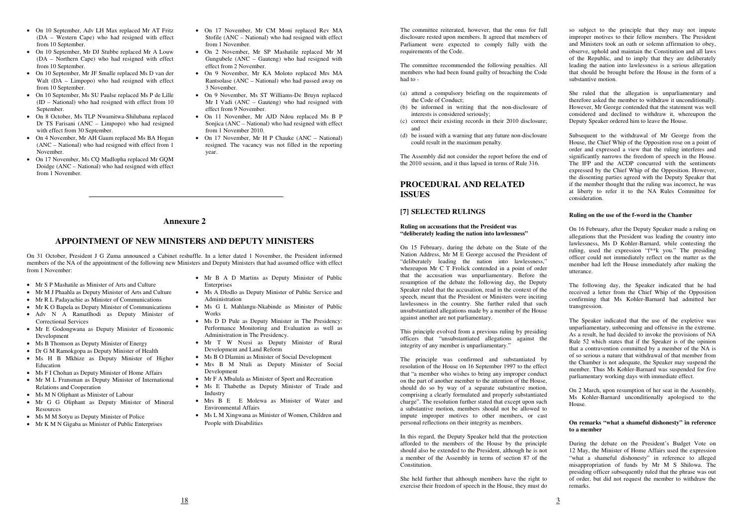- On 10 September, Adv LH Max replaced Mr AT Fritz (DA – Western Cape) who had resigned with effect from 10 September.
- On 10 September, Mr DJ Stubbe replaced Mr A Louw (DA – Northern Cape) who had resigned with effect from 10 September.
- On 10 September, Mr JF Smalle replaced Ms D van der Walt (DA – Limpopo) who had resigned with effect from 10 September.
- On 10 September, Ms SU Paulse replaced Ms P de Lille (ID – National) who had resigned with effect from 10 September.
- On 8 October, Ms TLP Nwamitwa-Shilubana replaced Dr TS Farisani (ANC – Limpopo) who had resigned with effect from 30 September.
- On 4 November, Mr AH Gaum replaced Ms BA Hogan (ANC – National) who had resigned with effect from 1 November.
- On 17 November, Ms CQ Madlopha replaced Mr GQM Doidge (ANC – National) who had resigned with effect from 1 November.
- On 17 November, Mr CM Moni replaced Rev MA Stofile (ANC – National) who had resigned with effect from 1 November.
- On 2 November, Mr SP Mashatile replaced Mr M Gungubele (ANC – Gauteng) who had resigned with effect from 2 November.
- On 9 November, Mr KA Moloto replaced Mrs MA Rantsolase (ANC – National) who had passed away on 3 November.
- On 9 November, Ms ST Williams-De Bruyn replaced Mr I Vadi (ANC – Gauteng) who had resigned with effect from 9 November.
- On 11 November, Mr AJD Ndou replaced Ms B P Sonjica (ANC – National) who had resigned with effect from 1 November 2010.
- On 17 November, Mr H P Chauke (ANC – National) resigned. The vacancy was not filled in the reporting year.

---

## Annexure 2

## APPOINTMENT OF NEW MINISTERS AND DEPUTY MINISTERS

On 31 October, President J G Zuma announced a Cabinet reshuffle. In a letter dated 1 November, the President informed members of the NA of the appointment of the following new Ministers and Deputy Ministers that had assumed office with effect from 1 November:

- Mr S P Mashatile as Minister of Arts and Culture
- Mr M J Phaahla as Deputy Minister of Arts and Culture
- Mr R L Padayachie as Minister of Communications
- Mr K O Bapela as Deputy Minister of Communications
- Adv N A Ramatlhodi as Deputy Minister of Correctional Services
- Mr E Godongwana as Deputy Minister of Economic Development
- Ms B Thomson as Deputy Minister of Energy
- Dr G M Ramokgopa as Deputy Minister of Health
- Ms H B Mkhize as Deputy Minister of Higher Education
- Ms F I Chohan as Deputy Minister of Home Affairs
- Mr M L Fransman as Deputy Minister of International Relations and Cooperation
- Ms M N Oliphant as Minister of Labour
- Mr G G Oliphant as Deputy Minister of Mineral Resources
- Ms M M Sotyu as Deputy Minister of Police
- Mr K M N Gigaba as Minister of Public Enterprises
- Mr B A D Martins as Deputy Minister of Public Enterprises
- Ms A Dlodlo as Deputy Minister of Public Service and Administration
- Ms G L Mahlangu-Nkabinde as Minister of Public Works
- Ms D D Pule as Deputy Minister in The Presidency: Performance Monitoring and Evaluation as well as Administration in The Presidency.
- Mr T W Nxesi as Deputy Minister of Rural Development and Land Reform
- Ms B O Dlamini as Minister of Social Development
- Mrs B M Ntuli as Deputy Minister of Social Development
- Mr F A Mbalula as Minister of Sport and Recreation
- Ms E Thabethe as Deputy Minister of Trade and Industry
- Mrs B E E Molewa as Minister of Water and Environmental Affairs
- Ms L M Xingwana as Minister of Women, Children and People with Disabilities

The committee reiterated, however, that the onus for full disclosure rested upon members. It agreed that members of Parliament were expected to comply fully with the requirements of the Code.

The committee recommended the following penalties. All members who had been found guilty of breaching the Code had to -

(a) attend a compulsory briefing on the requirements of the Code of Conduct;
(b) be informed in writing that the non-disclosure of interests is considered seriously;
(c) correct their existing records in their 2010 disclosure; and
(d) be issued with a warning that any future non-disclosure could result in the maximum penalty.

The Assembly did not consider the report before the end of the 2010 session, and it thus lapsed in terms of Rule 316.

# PROCEDURAL AND RELATED ISSUES

## [7] SELECTED RULINGS

**Ruling on accusations that the President was "deliberately leading the nation into lawlessness"**

On 15 February, during the debate on the State of the Nation Address, Mr M E George accused the President of "deliberately leading the nation into lawlessness," whereupon Mr C T Frolick contended in a point of order that the accusation was unparliamentary. Before the resumption of the debate the following day, the Deputy Speaker ruled that the accusation, read in the context of the speech, meant that the President or Ministers were inciting lawlessness in the country. She further ruled that such unsubstantiated allegations made by a member of the House against another are not parliamentary.

This principle evolved from a previous ruling by presiding officers that "unsubstantiated allegations against the integrity of any member is unparliamentary."

The principle was confirmed and substantiated by resolution of the House on 16 September 1997 to the effect that "a member who wishes to bring any improper conduct on the part of another member to the attention of the House, should do so by way of a separate substantive motion, comprising a clearly formulated and properly substantiated charge". The resolution further stated that except upon such a substantive motion, members should not be allowed to impute improper motives to other members, or cast personal reflections on their integrity as members.

In this regard, the Deputy Speaker held that the protection afforded to the members of the House by the principle should also be extended to the President, although he is not a member of the Assembly in terms of section 87 of the Constitution.

She held further that although members have the right to exercise their freedom of speech in the House, they must do so subject to the principle that they may not impute improper motives to their fellow members. The President and Ministers took an oath or solemn affirmation to obey, observe, uphold and maintain the Constitution and all laws of the Republic, and to imply that they are deliberately leading the nation into lawlessness is a serious allegation that should be brought before the House in the form of a substantive motion.

She ruled that the allegation is unparliamentary and therefore asked the member to withdraw it unconditionally. However, Mr George contended that the statement was well considered and declined to withdraw it, whereupon the Deputy Speaker ordered him to leave the House.

Subsequent to the withdrawal of Mr George from the House, the Chief Whip of the Opposition rose on a point of order and expressed a view that the ruling interferes and significantly narrows the freedom of speech in the House. The IFP and the ACDP concurred with the sentiments expressed by the Chief Whip of the Opposition. However, the dissenting parties agreed with the Deputy Speaker that if the member thought that the ruling was incorrect, he was at liberty to refer it to the NA Rules Committee for consideration.

**Ruling on the use of the f-word in the Chamber**

On 16 February, after the Deputy Speaker made a ruling on allegations that the President was leading the country into lawlessness, Ms D Kohler-Barnard, while contesting the ruling, used the expression "f**k you." The presiding officer could not immediately reflect on the matter as the member had left the House immediately after making the utterance.

The following day, the Speaker indicated that he had received a letter from the Chief Whip of the Opposition confirming that Ms Kohler-Barnard had admitted her transgression.

The Speaker indicated that the use of the expletive was unparliamentary, unbecoming and offensive in the extreme. As a result, he had decided to invoke the provisions of NA Rule 52 which states that if the Speaker is of the opinion that a contravention committed by a member of the NA is of so serious a nature that withdrawal of that member from the Chamber is not adequate, the Speaker may suspend the member. Thus Ms Kohler-Barnard was suspended for five parliamentary working days with immediate effect.

On 2 March, upon resumption of her seat in the Assembly, Ms Kohler-Barnard unconditionally apologised to the House.

**On remarks "what a shameful dishonesty" in reference to a member**

During the debate on the President's Budget Vote on 12 May, the Minister of Home Affairs used the expression "what a shameful dishonesty" in reference to alleged misappropriation of funds by Mr M S Shilowa. The presiding officer subsequently ruled that the phrase was out of order, but did not request the member to withdraw the remarks.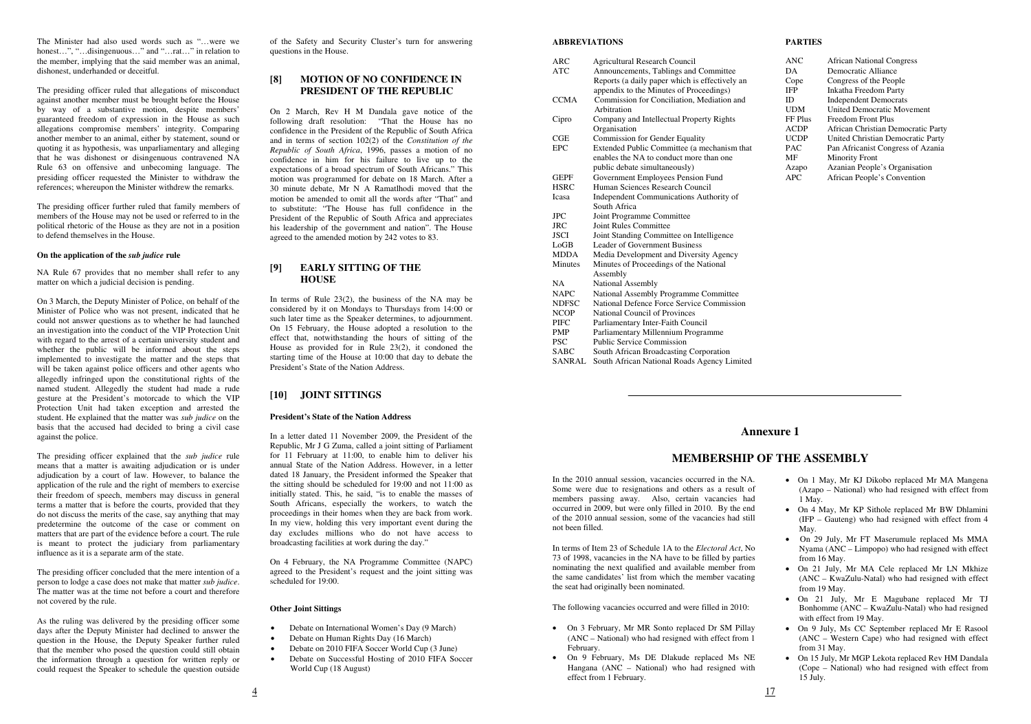The Minister had also used words such as "…were we honest…", "…disingenuous…" and "…rat…" in relation to the member, implying that the said member was an animal, dishonest, underhanded or deceitful.

The presiding officer ruled that allegations of misconduct against another member must be brought before the House by way of a substantive motion, despite members' guaranteed freedom of expression in the House as such allegations compromise members' integrity. Comparing another member to an animal, either by statement, sound or quoting it as hypothesis, was unparliamentary and alleging that he was dishonest or disingenuous contravened NA Rule 63 on offensive and unbecoming language. The presiding officer requested the Minister to withdraw the references; whereupon the Minister withdrew the remarks.

The presiding officer further ruled that family members of members of the House may not be used or referred to in the political rhetoric of the House as they are not in a position to defend themselves in the House.

#### On the application of the *sub judice* rule

NA Rule 67 provides that no member shall refer to any matter on which a judicial decision is pending.

On 3 March, the Deputy Minister of Police, on behalf of the Minister of Police who was not present, indicated that he could not answer questions as to whether he had launched an investigation into the conduct of the VIP Protection Unit with regard to the arrest of a certain university student and whether the public will be informed about the steps implemented to investigate the matter and the steps that will be taken against police officers and other agents who allegedly infringed upon the constitutional rights of the named student. Allegedly the student had made a rude gesture at the President's motorcade to which the VIP Protection Unit had taken exception and arrested the student. He explained that the matter was *sub judice* on the basis that the accused had decided to bring a civil case against the police.

The presiding officer explained that the *sub judice* rule means that a matter is awaiting adjudication or is under adjudication by a court of law. However, to balance the application of the rule and the right of members to exercise their freedom of speech, members may discuss in general terms a matter that is before the courts, provided that they do not discuss the merits of the case, say anything that may predetermine the outcome of the case or comment on matters that are part of the evidence before a court. The rule is meant to protect the judiciary from parliamentary influence as it is a separate arm of the state.

The presiding officer concluded that the mere intention of a person to lodge a case does not make that matter *sub judice*. The matter was at the time not before a court and therefore not covered by the rule.

As the ruling was delivered by the presiding officer some days after the Deputy Minister had declined to answer the question in the House, the Deputy Speaker further ruled that the member who posed the question could still obtain the information through a question for written reply or could request the Speaker to schedule the question outside of the Safety and Security Cluster's turn for answering questions in the House.

## [8] MOTION OF NO CONFIDENCE IN PRESIDENT OF THE REPUBLIC

On 2 March, Rev H M Dandala gave notice of the following draft resolution: "That the House has no confidence in the President of the Republic of South Africa and in terms of section 102(2) of the *Constitution of the Republic of South Africa*, 1996, passes a motion of no confidence in him for his failure to live up to the expectations of a broad spectrum of South Africans." This motion was programmed for debate on 18 March. After a 30 minute debate, Mr N A Ramatlhodi moved that the motion be amended to omit all the words after "That" and to substitute: "The House has full confidence in the President of the Republic of South Africa and appreciates his leadership of the government and nation". The House agreed to the amended motion by 242 votes to 83.

## [9] EARLY SITTING OF THE HOUSE

In terms of Rule 23(2), the business of the NA may be considered by it on Mondays to Thursdays from 14:00 or such later time as the Speaker determines, to adjournment. On 15 February, the House adopted a resolution to the effect that, notwithstanding the hours of sitting of the House as provided for in Rule 23(2), it condoned the starting time of the House at 10:00 that day to debate the President's State of the Nation Address.

## [10] JOINT SITTINGS

#### President's State of the Nation Address

In a letter dated 11 November 2009, the President of the Republic, Mr J G Zuma, called a joint sitting of Parliament for 11 February at 11:00, to enable him to deliver his annual State of the Nation Address. However, in a letter dated 18 January, the President informed the Speaker that the sitting should be scheduled for 19:00 and not 11:00 as initially stated. This, he said, "is to enable the masses of South Africans, especially the workers, to watch the proceedings in their homes when they are back from work. In my view, holding this very important event during the day excludes millions who do not have access to broadcasting facilities at work during the day."

On 4 February, the NA Programme Committee (NAPC) agreed to the President's request and the joint sitting was scheduled for 19:00.

#### Other Joint Sittings

- Debate on International Women's Day (9 March)
- Debate on Human Rights Day (16 March)
- Debate on 2010 FIFA Soccer World Cup (3 June)
- Debate on Successful Hosting of 2010 FIFA Soccer World Cup (18 August)

#### ABBREVIATIONS

| | |
|---|---|
| ARC | Agricultural Research Council |
| ATC | Announcements, Tablings and Committee Reports (a daily paper which is effectively an appendix to the Minutes of Proceedings) |
| CCMA | Commission for Conciliation, Mediation and Arbitration |
| Cipro | Company and Intellectual Property Rights Organisation |
| CGE | Commission for Gender Equality |
| EPC | Extended Public Committee (a mechanism that enables the NA to conduct more than one public debate simultaneously) |
| GEPF | Government Employees Pension Fund |
| HSRC | Human Sciences Research Council |
| Icasa | Independent Communications Authority of South Africa |
| JPC | Joint Programme Committee |
| JRC | Joint Rules Committee |
| JSCI | Joint Standing Committee on Intelligence |
| LoGB | Leader of Government Business |
| MDDA | Media Development and Diversity Agency |
| Minutes | Minutes of Proceedings of the National Assembly |
| NA | National Assembly |
| NAPC | National Assembly Programme Committee |
| NDFSC | National Defence Force Service Commission |
| NCOP | National Council of Provinces |
| PIFC | Parliamentary Inter-Faith Council |
| PMP | Parliamentary Millennium Programme |
| PSC | Public Service Commission |
| SABC | South African Broadcasting Corporation |
| SANRAL | South African National Roads Agency Limited |

#### PARTIES

| | |
|---|---|
| ANC | African National Congress |
| DA | Democratic Alliance |
| Cope | Congress of the People |
| IFP | Inkatha Freedom Party |
| ID | Independent Democrats |
| UDM | United Democratic Movement |
| FF Plus | Freedom Front Plus |
| ACDP | African Christian Democratic Party |
| UCDP | United Christian Democratic Party |
| PAC | Pan Africanist Congress of Azania |
| MF | Minority Front |
| Azapo | Azanian People's Organisation |
| APC | African People's Convention |

# Annexure 1

# MEMBERSHIP OF THE ASSEMBLY

In the 2010 annual session, vacancies occurred in the NA. Some were due to resignations and others as a result of members passing away. Also, certain vacancies had occurred in 2009, but were only filled in 2010. By the end of the 2010 annual session, some of the vacancies had still not been filled.

In terms of Item 23 of Schedule 1A to the *Electoral Act*, No 73 of 1998, vacancies in the NA have to be filled by parties nominating the next qualified and available member from the same candidates' list from which the member vacating the seat had originally been nominated.

The following vacancies occurred and were filled in 2010:

- On 3 February, Mr MR Sonto replaced Dr SM Pillay (ANC – National) who had resigned with effect from 1 February.
- On 9 February, Ms DE Dlakude replaced Ms NE Hangana (ANC – National) who had resigned with effect from 1 February.
- On 1 May, Mr KJ Dikobo replaced Mr MA Mangena (Azapo – National) who had resigned with effect from 1 May.
- On 4 May, Mr KP Sithole replaced Mr BW Dhlamini (IFP – Gauteng) who had resigned with effect from 4 May.
- On 29 July, Mr FT Maserumule replaced Ms MMA Nyama (ANC – Limpopo) who had resigned with effect from 16 May.
- On 21 July, Mr MA Cele replaced Mr LN Mkhize (ANC – KwaZulu-Natal) who had resigned with effect from 19 May.
- On 21 July, Mr E Magubane replaced Mr TJ Bonhomme (ANC – KwaZulu-Natal) who had resigned with effect from 19 May.
- On 9 July, Ms CC September replaced Mr E Rasool (ANC – Western Cape) who had resigned with effect from 31 May.
- On 15 July, Mr MGP Lekota replaced Rev HM Dandala (Cope – National) who had resigned with effect from 15 July.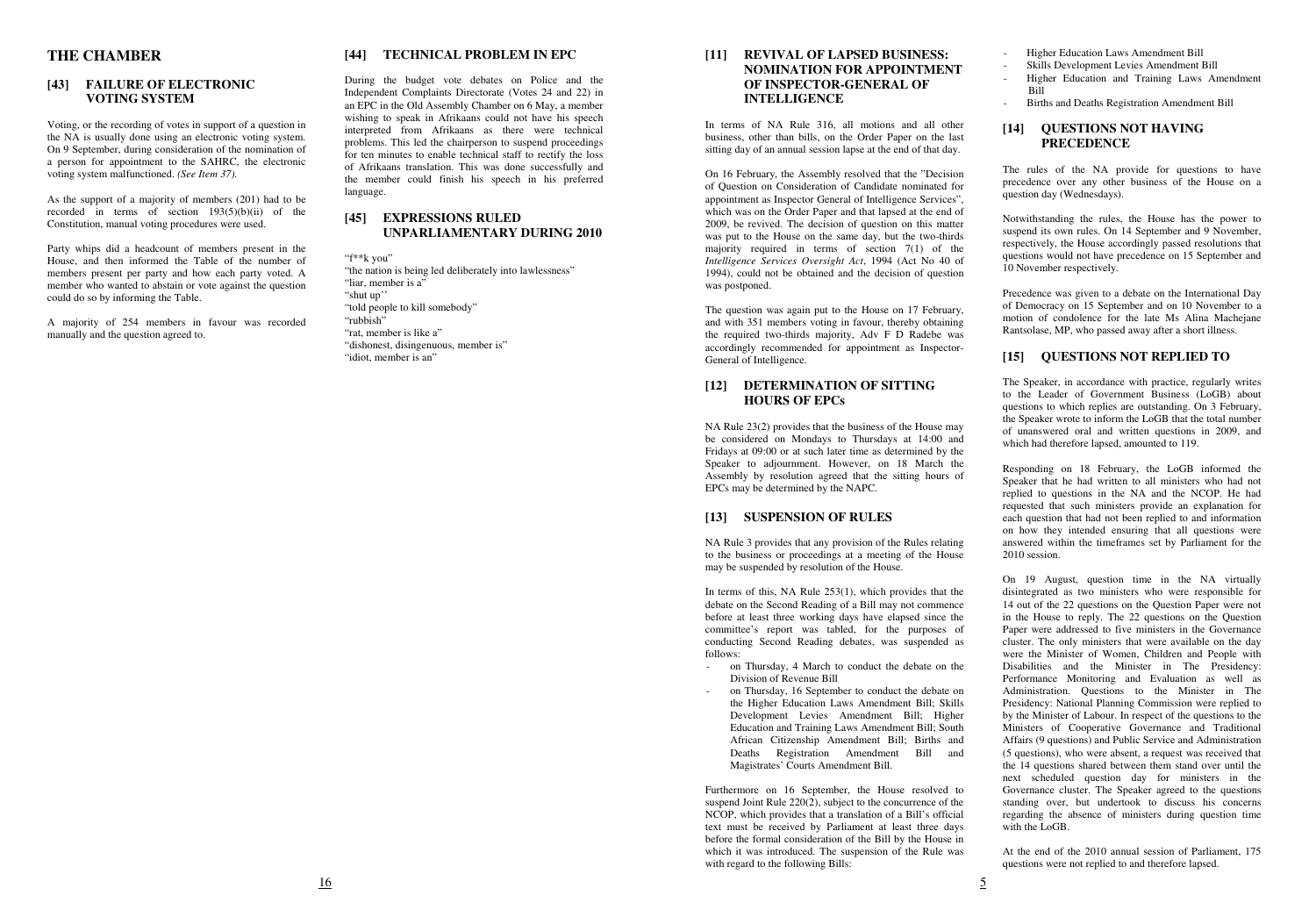# THE CHAMBER

## [43] FAILURE OF ELECTRONIC VOTING SYSTEM

Voting, or the recording of votes in support of a question in the NA is usually done using an electronic voting system. On 9 September, during consideration of the nomination of a person for appointment to the SAHRC, the electronic voting system malfunctioned. *(See Item 37).*

As the support of a majority of members (201) had to be recorded in terms of section 193(5)(b)(ii) of the Constitution, manual voting procedures were used.

Party whips did a headcount of members present in the House, and then informed the Table of the number of members present per party and how each party voted. A member who wanted to abstain or vote against the question could do so by informing the Table.

A majority of 254 members in favour was recorded manually and the question agreed to.

## [44] TECHNICAL PROBLEM IN EPC

During the budget vote debates on Police and the Independent Complaints Directorate (Votes 24 and 22) in an EPC in the Old Assembly Chamber on 6 May, a member wishing to speak in Afrikaans could not have his speech interpreted from Afrikaans as there were technical problems. This led the chairperson to suspend proceedings for ten minutes to enable technical staff to rectify the loss of Afrikaans translation. This was done successfully and the member could finish his speech in his preferred language.

## [45] EXPRESSIONS RULED UNPARLIAMENTARY DURING 2010

"f**k you"
"the nation is being led deliberately into lawlessness"
"liar, member is a"
"shut up''
"told people to kill somebody"
"rubbish"
"rat, member is like a"
"dishonest, disingenuous, member is"
"idiot, member is an"

## [11] REVIVAL OF LAPSED BUSINESS: NOMINATION FOR APPOINTMENT OF INSPECTOR-GENERAL OF INTELLIGENCE

In terms of NA Rule 316, all motions and all other business, other than bills, on the Order Paper on the last sitting day of an annual session lapse at the end of that day.

On 16 February, the Assembly resolved that the "Decision of Question on Consideration of Candidate nominated for appointment as Inspector General of Intelligence Services", which was on the Order Paper and that lapsed at the end of 2009, be revived. The decision of question on this matter was put to the House on the same day, but the two-thirds majority required in terms of section 7(1) of the *Intelligence Services Oversight Act*, 1994 (Act No 40 of 1994), could not be obtained and the decision of question was postponed.

The question was again put to the House on 17 February, and with 351 members voting in favour, thereby obtaining the required two-thirds majority, Adv F D Radebe was accordingly recommended for appointment as Inspector-General of Intelligence.

## [12] DETERMINATION OF SITTING HOURS OF EPCs

NA Rule 23(2) provides that the business of the House may be considered on Mondays to Thursdays at 14:00 and Fridays at 09:00 or at such later time as determined by the Speaker to adjournment. However, on 18 March the Assembly by resolution agreed that the sitting hours of EPCs may be determined by the NAPC.

## [13] SUSPENSION OF RULES

NA Rule 3 provides that any provision of the Rules relating to the business or proceedings at a meeting of the House may be suspended by resolution of the House.

In terms of this, NA Rule 253(1), which provides that the debate on the Second Reading of a Bill may not commence before at least three working days have elapsed since the committee's report was tabled, for the purposes of conducting Second Reading debates, was suspended as follows:

- on Thursday, 4 March to conduct the debate on the Division of Revenue Bill
- on Thursday, 16 September to conduct the debate on the Higher Education Laws Amendment Bill; Skills Development Levies Amendment Bill; Higher Education and Training Laws Amendment Bill; South African Citizenship Amendment Bill; Births and Deaths Registration Amendment Bill and Magistrates' Courts Amendment Bill.

Furthermore on 16 September, the House resolved to suspend Joint Rule 220(2), subject to the concurrence of the NCOP, which provides that a translation of a Bill's official text must be received by Parliament at least three days before the formal consideration of the Bill by the House in which it was introduced. The suspension of the Rule was with regard to the following Bills:

- Higher Education Laws Amendment Bill
- Skills Development Levies Amendment Bill
- Higher Education and Training Laws Amendment Bill
- Births and Deaths Registration Amendment Bill

## [14] QUESTIONS NOT HAVING PRECEDENCE

The rules of the NA provide for questions to have precedence over any other business of the House on a question day (Wednesdays).

Notwithstanding the rules, the House has the power to suspend its own rules. On 14 September and 9 November, respectively, the House accordingly passed resolutions that questions would not have precedence on 15 September and 10 November respectively.

Precedence was given to a debate on the International Day of Democracy on 15 September and on 10 November to a motion of condolence for the late Ms Alina Machejane Rantsolase, MP, who passed away after a short illness.

## [15] QUESTIONS NOT REPLIED TO

The Speaker, in accordance with practice, regularly writes to the Leader of Government Business (LoGB) about questions to which replies are outstanding. On 3 February, the Speaker wrote to inform the LoGB that the total number of unanswered oral and written questions in 2009, and which had therefore lapsed, amounted to 119.

Responding on 18 February, the LoGB informed the Speaker that he had written to all ministers who had not replied to questions in the NA and the NCOP. He had requested that such ministers provide an explanation for each question that had not been replied to and information on how they intended ensuring that all questions were answered within the timeframes set by Parliament for the 2010 session.

On 19 August, question time in the NA virtually disintegrated as two ministers who were responsible for 14 out of the 22 questions on the Question Paper were not in the House to reply. The 22 questions on the Question Paper were addressed to five ministers in the Governance cluster. The only ministers that were available on the day were the Minister of Women, Children and People with Disabilities and the Minister in The Presidency: Performance Monitoring and Evaluation as well as Administration. Questions to the Minister in The Presidency: National Planning Commission were replied to by the Minister of Labour. In respect of the questions to the Ministers of Cooperative Governance and Traditional Affairs (9 questions) and Public Service and Administration (5 questions), who were absent, a request was received that the 14 questions shared between them stand over until the next scheduled question day for ministers in the Governance cluster. The Speaker agreed to the questions standing over, but undertook to discuss his concerns regarding the absence of ministers during question time with the LoGB.

At the end of the 2010 annual session of Parliament, 175 questions were not replied to and therefore lapsed.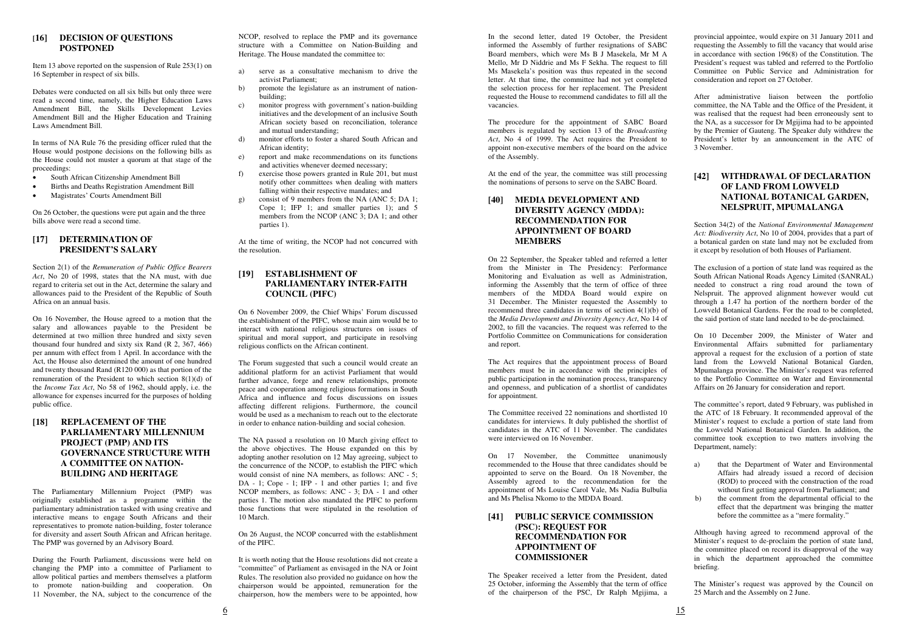## [16] DECISION OF QUESTIONS POSTPONED

Item 13 above reported on the suspension of Rule 253(1) on 16 September in respect of six bills.

Debates were conducted on all six bills but only three were read a second time, namely, the Higher Education Laws Amendment Bill, the Skills Development Levies Amendment Bill and the Higher Education and Training Laws Amendment Bill.

In terms of NA Rule 76 the presiding officer ruled that the House would postpone decisions on the following bills as the House could not muster a quorum at that stage of the proceedings:

- South African Citizenship Amendment Bill
- Births and Deaths Registration Amendment Bill
- Magistrates' Courts Amendment Bill

On 26 October, the questions were put again and the three bills above were read a second time.

## [17] DETERMINATION OF PRESIDENT'S SALARY

Section 2(1) of the *Remuneration of Public Office Bearers Act*, No 20 of 1998, states that the NA must, with due regard to criteria set out in the Act, determine the salary and allowances paid to the President of the Republic of South Africa on an annual basis.

On 16 November, the House agreed to a motion that the salary and allowances payable to the President be determined at two million three hundred and sixty seven thousand four hundred and sixty six Rand (R 2, 367, 466) per annum with effect from 1 April. In accordance with the Act, the House also determined the amount of one hundred and twenty thousand Rand (R120 000) as that portion of the remuneration of the President to which section 8(1)(d) of the *Income Tax Act*, No 58 of 1962, should apply, i.e. the allowance for expenses incurred for the purposes of holding public office.

## [18] REPLACEMENT OF THE PARLIAMENTARY MILLENNIUM PROJECT (PMP) AND ITS GOVERNANCE STRUCTURE WITH A COMMITTEE ON NATION-BUILDING AND HERITAGE

The Parliamentary Millennium Project (PMP) was originally established as a programme within the parliamentary administration tasked with using creative and interactive means to engage South Africans and their representatives to promote nation-building, foster tolerance for diversity and assert South African and African heritage. The PMP was governed by an Advisory Board.

During the Fourth Parliament, discussions were held on changing the PMP into a committee of Parliament to allow political parties and members themselves a platform to promote nation-building and cooperation. On 11 November, the NA, subject to the concurrence of the NCOP, resolved to replace the PMP and its governance structure with a Committee on Nation-Building and Heritage. The House mandated the committee to:

a) serve as a consultative mechanism to drive the activist Parliament;
b) promote the legislature as an instrument of nation-building;
c) monitor progress with government's nation-building initiatives and the development of an inclusive South African society based on reconciliation, tolerance and mutual understanding;
d) monitor efforts to foster a shared South African and African identity;
e) report and make recommendations on its functions and activities whenever deemed necessary;
f) exercise those powers granted in Rule 201, but must notify other committees when dealing with matters falling within their respective mandates; and
g) consist of 9 members from the NA (ANC 5; DA 1; Cope 1; IFP 1; and smaller parties 1); and 5 members from the NCOP (ANC 3; DA 1; and other parties 1).

At the time of writing, the NCOP had not concurred with the resolution.

## [19] ESTABLISHMENT OF PARLIAMENTARY INTER-FAITH COUNCIL (PIFC)

On 6 November 2009, the Chief Whips' Forum discussed the establishment of the PIFC, whose main aim would be to interact with national religious structures on issues of spiritual and moral support, and participate in resolving religious conflicts on the African continent.

The Forum suggested that such a council would create an additional platform for an activist Parliament that would further advance, forge and renew relationships, promote peace and cooperation among religious formations in South Africa and influence and focus discussions on issues affecting different religions. Furthermore, the council would be used as a mechanism to reach out to the electorate in order to enhance nation-building and social cohesion.

The NA passed a resolution on 10 March giving effect to the above objectives. The House expanded on this by adopting another resolution on 12 May agreeing, subject to the concurrence of the NCOP, to establish the PIFC which would consist of nine NA members, as follows: ANC - 5; DA - 1; Cope - 1; IFP - 1 and other parties 1; and five NCOP members, as follows: ANC - 3; DA - 1 and other parties 1. The motion also mandated the PIFC to perform those functions that were stipulated in the resolution of 10 March.

On 26 August, the NCOP concurred with the establishment of the PIFC.

It is worth noting that the House resolutions did not create a "committee" of Parliament as envisaged in the NA or Joint Rules. The resolution also provided no guidance on how the chairperson would be appointed, remuneration for the chairperson, how the members were to be appointed, how

In the second letter, dated 19 October, the President informed the Assembly of further resignations of SABC Board members, which were Ms B J Masekela, Mr M A Mello, Mr D Niddrie and Ms F Sekha. The request to fill Ms Masekela's position was thus repeated in the second letter. At that time, the committee had not yet completed the selection process for her replacement. The President requested the House to recommend candidates to fill all the vacancies.

The procedure for the appointment of SABC Board members is regulated by section 13 of the *Broadcasting Act*, No 4 of 1999. The Act requires the President to appoint non-executive members of the board on the advice of the Assembly.

At the end of the year, the committee was still processing the nominations of persons to serve on the SABC Board.

## [40] MEDIA DEVELOPMENT AND DIVERSITY AGENCY (MDDA): RECOMMENDATION FOR APPOINTMENT OF BOARD MEMBERS

On 22 September, the Speaker tabled and referred a letter from the Minister in The Presidency: Performance Monitoring and Evaluation as well as Administration, informing the Assembly that the term of office of three members of the MDDA Board would expire on 31 December. The Minister requested the Assembly to recommend three candidates in terms of section 4(1)(b) of the *Media Development and Diversity Agency Act*, No 14 of 2002, to fill the vacancies. The request was referred to the Portfolio Committee on Communications for consideration and report.

The Act requires that the appointment process of Board members must be in accordance with the principles of public participation in the nomination process, transparency and openness, and publication of a shortlist of candidates for appointment.

The Committee received 22 nominations and shortlisted 10 candidates for interviews. It duly published the shortlist of candidates in the ATC of 11 November. The candidates were interviewed on 16 November.

On 17 November, the Committee unanimously recommended to the House that three candidates should be appointed to serve on the Board. On 18 November, the Assembly agreed to the recommendation for the appointment of Ms Louise Carol Vale, Ms Nadia Bulbulia and Ms Phelisa Nkomo to the MDDA Board.

## [41] PUBLIC SERVICE COMMISSION (PSC): REQUEST FOR RECOMMENDATION FOR APPOINTMENT OF COMMISSIONER

The Speaker received a letter from the President, dated 25 October, informing the Assembly that the term of office of the chairperson of the PSC, Dr Ralph Mgijima, a provincial appointee, would expire on 31 January 2011 and requesting the Assembly to fill the vacancy that would arise in accordance with section 196(8) of the Constitution. The President's request was tabled and referred to the Portfolio Committee on Public Service and Administration for consideration and report on 27 October.

After administrative liaison between the portfolio committee, the NA Table and the Office of the President, it was realised that the request had been erroneously sent to the NA, as a successor for Dr Mgijima had to be appointed by the Premier of Gauteng. The Speaker duly withdrew the President's letter by an announcement in the ATC of 3 November.

## [42] WITHDRAWAL OF DECLARATION OF LAND FROM LOWVELD NATIONAL BOTANICAL GARDEN, NELSPRUIT, MPUMALANGA

Section 34(2) of the *National Environmental Management Act: Biodiversity Act*, No 10 of 2004, provides that a part of a botanical garden on state land may not be excluded from it except by resolution of both Houses of Parliament.

The exclusion of a portion of state land was required as the South African National Roads Agency Limited (SANRAL) needed to construct a ring road around the town of Nelspruit. The approved alignment however would cut through a 1.47 ha portion of the northern border of the Lowveld Botanical Gardens. For the road to be completed, the said portion of state land needed to be de-proclaimed.

On 10 December 2009, the Minister of Water and Environmental Affairs submitted for parliamentary approval a request for the exclusion of a portion of state land from the Lowveld National Botanical Garden, Mpumalanga province. The Minister's request was referred to the Portfolio Committee on Water and Environmental Affairs on 26 January for consideration and report.

The committee's report, dated 9 February, was published in the ATC of 18 February. It recommended approval of the Minister's request to exclude a portion of state land from the Lowveld National Botanical Garden. In addition, the committee took exception to two matters involving the Department, namely:

a) that the Department of Water and Environmental Affairs had already issued a record of decision (ROD) to proceed with the construction of the road without first getting approval from Parliament; and
b) the comment from the departmental official to the effect that the department was bringing the matter before the committee as a "mere formality."

Although having agreed to recommend approval of the Minister's request to de-proclaim the portion of state land, the committee placed on record its disapproval of the way in which the department approached the committee briefing.

The Minister's request was approved by the Council on 25 March and the Assembly on 2 June.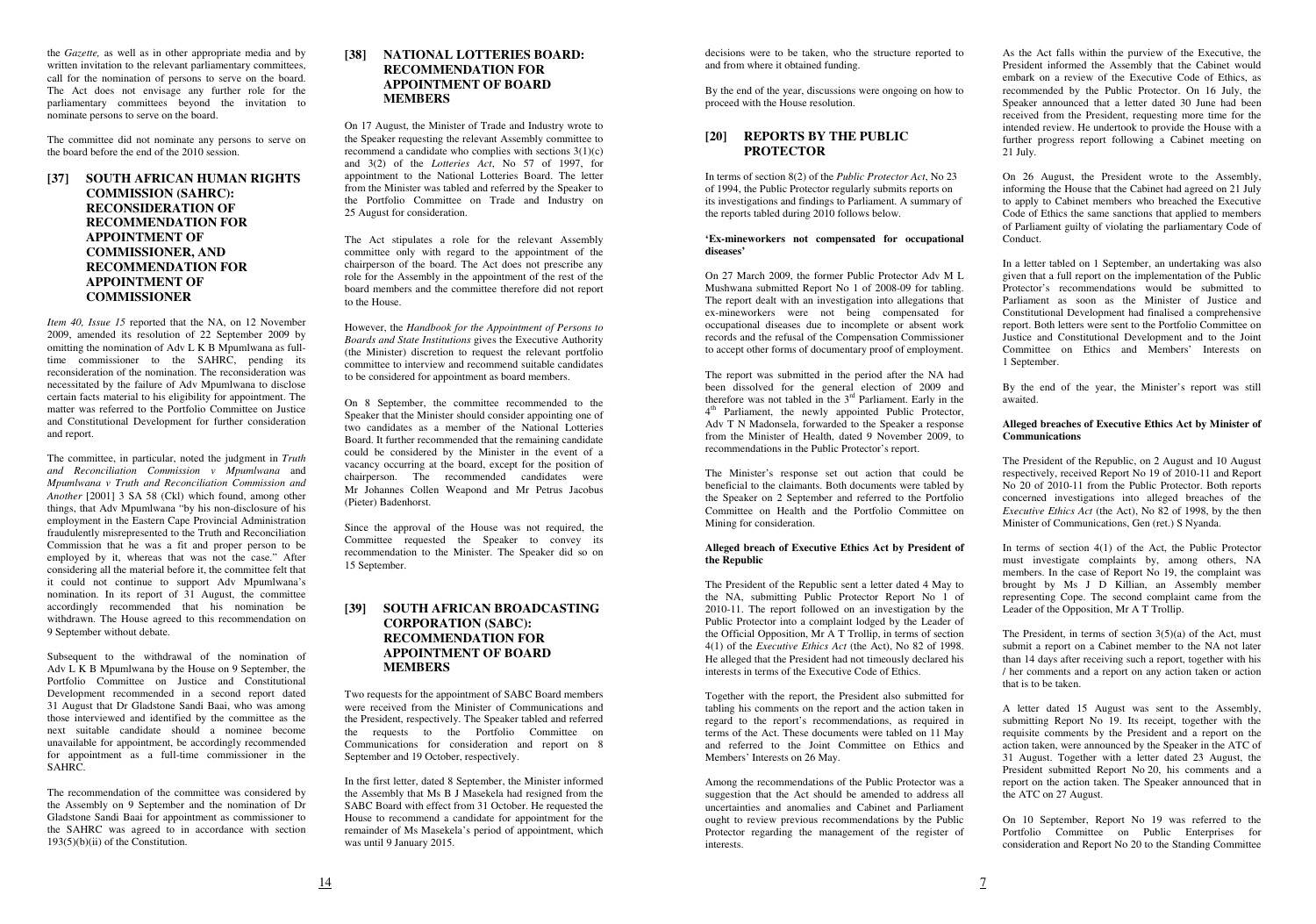the *Gazette,* as well as in other appropriate media and by written invitation to the relevant parliamentary committees, call for the nomination of persons to serve on the board. The Act does not envisage any further role for the parliamentary committees beyond the invitation to nominate persons to serve on the board.

The committee did not nominate any persons to serve on the board before the end of the 2010 session.

## [37] SOUTH AFRICAN HUMAN RIGHTS COMMISSION (SAHRC): RECONSIDERATION OF RECOMMENDATION FOR APPOINTMENT OF COMMISSIONER, AND RECOMMENDATION FOR APPOINTMENT OF COMMISSIONER

*Item 40, Issue 15* reported that the NA, on 12 November 2009, amended its resolution of 22 September 2009 by omitting the nomination of Adv L K B Mpumlwana as full-time commissioner to the SAHRC, pending its reconsideration of the nomination. The reconsideration was necessitated by the failure of Adv Mpumlwana to disclose certain facts material to his eligibility for appointment. The matter was referred to the Portfolio Committee on Justice and Constitutional Development for further consideration and report.

The committee, in particular, noted the judgment in *Truth and Reconciliation Commission v Mpumlwana* and *Mpumlwana v Truth and Reconciliation Commission and Another* [2001] 3 SA 58 (Ckl) which found, among other things, that Adv Mpumlwana "by his non-disclosure of his employment in the Eastern Cape Provincial Administration fraudulently misrepresented to the Truth and Reconciliation Commission that he was a fit and proper person to be employed by it, whereas that was not the case." After considering all the material before it, the committee felt that it could not continue to support Adv Mpumlwana's nomination. In its report of 31 August, the committee accordingly recommended that his nomination be withdrawn. The House agreed to this recommendation on 9 September without debate.

Subsequent to the withdrawal of the nomination of Adv L K B Mpumlwana by the House on 9 September, the Portfolio Committee on Justice and Constitutional Development recommended in a second report dated 31 August that Dr Gladstone Sandi Baai, who was among those interviewed and identified by the committee as the next suitable candidate should a nominee become unavailable for appointment, be accordingly recommended for appointment as a full-time commissioner in the SAHRC.

The recommendation of the committee was considered by the Assembly on 9 September and the nomination of Dr Gladstone Sandi Baai for appointment as commissioner to the SAHRC was agreed to in accordance with section 193(5)(b)(ii) of the Constitution.

## [38] NATIONAL LOTTERIES BOARD: RECOMMENDATION FOR APPOINTMENT OF BOARD MEMBERS

On 17 August, the Minister of Trade and Industry wrote to the Speaker requesting the relevant Assembly committee to recommend a candidate who complies with sections 3(1)(c) and 3(2) of the *Lotteries Act*, No 57 of 1997, for appointment to the National Lotteries Board. The letter from the Minister was tabled and referred by the Speaker to the Portfolio Committee on Trade and Industry on 25 August for consideration.

The Act stipulates a role for the relevant Assembly committee only with regard to the appointment of the chairperson of the board. The Act does not prescribe any role for the Assembly in the appointment of the rest of the board members and the committee therefore did not report to the House.

However, the *Handbook for the Appointment of Persons to Boards and State Institutions* gives the Executive Authority (the Minister) discretion to request the relevant portfolio committee to interview and recommend suitable candidates to be considered for appointment as board members.

On 8 September, the committee recommended to the Speaker that the Minister should consider appointing one of two candidates as a member of the National Lotteries Board. It further recommended that the remaining candidate could be considered by the Minister in the event of a vacancy occurring at the board, except for the position of chairperson. The recommended candidates were Mr Johannes Collen Weapond and Mr Petrus Jacobus (Pieter) Badenhorst.

Since the approval of the House was not required, the Committee requested the Speaker to convey its recommendation to the Minister. The Speaker did so on 15 September.

## [39] SOUTH AFRICAN BROADCASTING CORPORATION (SABC): RECOMMENDATION FOR APPOINTMENT OF BOARD MEMBERS

Two requests for the appointment of SABC Board members were received from the Minister of Communications and the President, respectively. The Speaker tabled and referred the requests to the Portfolio Committee on Communications for consideration and report on 8 September and 19 October, respectively.

In the first letter, dated 8 September, the Minister informed the Assembly that Ms B J Masekela had resigned from the SABC Board with effect from 31 October. He requested the House to recommend a candidate for appointment for the remainder of Ms Masekela's period of appointment, which was until 9 January 2015.

decisions were to be taken, who the structure reported to and from where it obtained funding.

By the end of the year, discussions were ongoing on how to proceed with the House resolution.

## [20] REPORTS BY THE PUBLIC PROTECTOR

In terms of section 8(2) of the *Public Protector Act*, No 23 of 1994, the Public Protector regularly submits reports on its investigations and findings to Parliament. A summary of the reports tabled during 2010 follows below.

**'Ex-mineworkers not compensated for occupational diseases'**

On 27 March 2009, the former Public Protector Adv M L Mushwana submitted Report No 1 of 2008-09 for tabling. The report dealt with an investigation into allegations that ex-mineworkers were not being compensated for occupational diseases due to incomplete or absent work records and the refusal of the Compensation Commissioner to accept other forms of documentary proof of employment.

The report was submitted in the period after the NA had been dissolved for the general election of 2009 and therefore was not tabled in the 3rd Parliament. Early in the 4th Parliament, the newly appointed Public Protector, Adv T N Madonsela, forwarded to the Speaker a response from the Minister of Health, dated 9 November 2009, to recommendations in the Public Protector's report.

The Minister's response set out action that could be beneficial to the claimants. Both documents were tabled by the Speaker on 2 September and referred to the Portfolio Committee on Health and the Portfolio Committee on Mining for consideration.

**Alleged breach of Executive Ethics Act by President of the Republic**

The President of the Republic sent a letter dated 4 May to the NA, submitting Public Protector Report No 1 of 2010-11. The report followed on an investigation by the Public Protector into a complaint lodged by the Leader of the Official Opposition, Mr A T Trollip, in terms of section 4(1) of the *Executive Ethics Act* (the Act), No 82 of 1998. He alleged that the President had not timeously declared his interests in terms of the Executive Code of Ethics.

Together with the report, the President also submitted for tabling his comments on the report and the action taken in regard to the report's recommendations, as required in terms of the Act. These documents were tabled on 11 May and referred to the Joint Committee on Ethics and Members' Interests on 26 May.

Among the recommendations of the Public Protector was a suggestion that the Act should be amended to address all uncertainties and anomalies and Cabinet and Parliament ought to review previous recommendations by the Public Protector regarding the management of the register of interests.

As the Act falls within the purview of the Executive, the President informed the Assembly that the Cabinet would embark on a review of the Executive Code of Ethics, as recommended by the Public Protector. On 16 July, the Speaker announced that a letter dated 30 June had been received from the President, requesting more time for the intended review. He undertook to provide the House with a further progress report following a Cabinet meeting on 21 July.

On 26 August, the President wrote to the Assembly, informing the House that the Cabinet had agreed on 21 July to apply to Cabinet members who breached the Executive Code of Ethics the same sanctions that applied to members of Parliament guilty of violating the parliamentary Code of Conduct.

In a letter tabled on 1 September, an undertaking was also given that a full report on the implementation of the Public Protector's recommendations would be submitted to Parliament as soon as the Minister of Justice and Constitutional Development had finalised a comprehensive report. Both letters were sent to the Portfolio Committee on Justice and Constitutional Development and to the Joint Committee on Ethics and Members' Interests on 1 September.

By the end of the year, the Minister's report was still awaited.

**Alleged breaches of Executive Ethics Act by Minister of Communications**

The President of the Republic, on 2 August and 10 August respectively, received Report No 19 of 2010-11 and Report No 20 of 2010-11 from the Public Protector. Both reports concerned investigations into alleged breaches of the *Executive Ethics Act* (the Act), No 82 of 1998, by the then Minister of Communications, Gen (ret.) S Nyanda.

In terms of section 4(1) of the Act, the Public Protector must investigate complaints by, among others, NA members. In the case of Report No 19, the complaint was brought by Ms J D Killian, an Assembly member representing Cope. The second complaint came from the Leader of the Opposition, Mr A T Trollip.

The President, in terms of section 3(5)(a) of the Act, must submit a report on a Cabinet member to the NA not later than 14 days after receiving such a report, together with his / her comments and a report on any action taken or action that is to be taken.

A letter dated 15 August was sent to the Assembly, submitting Report No 19. Its receipt, together with the requisite comments by the President and a report on the action taken, were announced by the Speaker in the ATC of 31 August. Together with a letter dated 23 August, the President submitted Report No 20, his comments and a report on the action taken. The Speaker announced that in the ATC on 27 August.

On 10 September, Report No 19 was referred to the Portfolio Committee on Public Enterprises for consideration and Report No 20 to the Standing Committee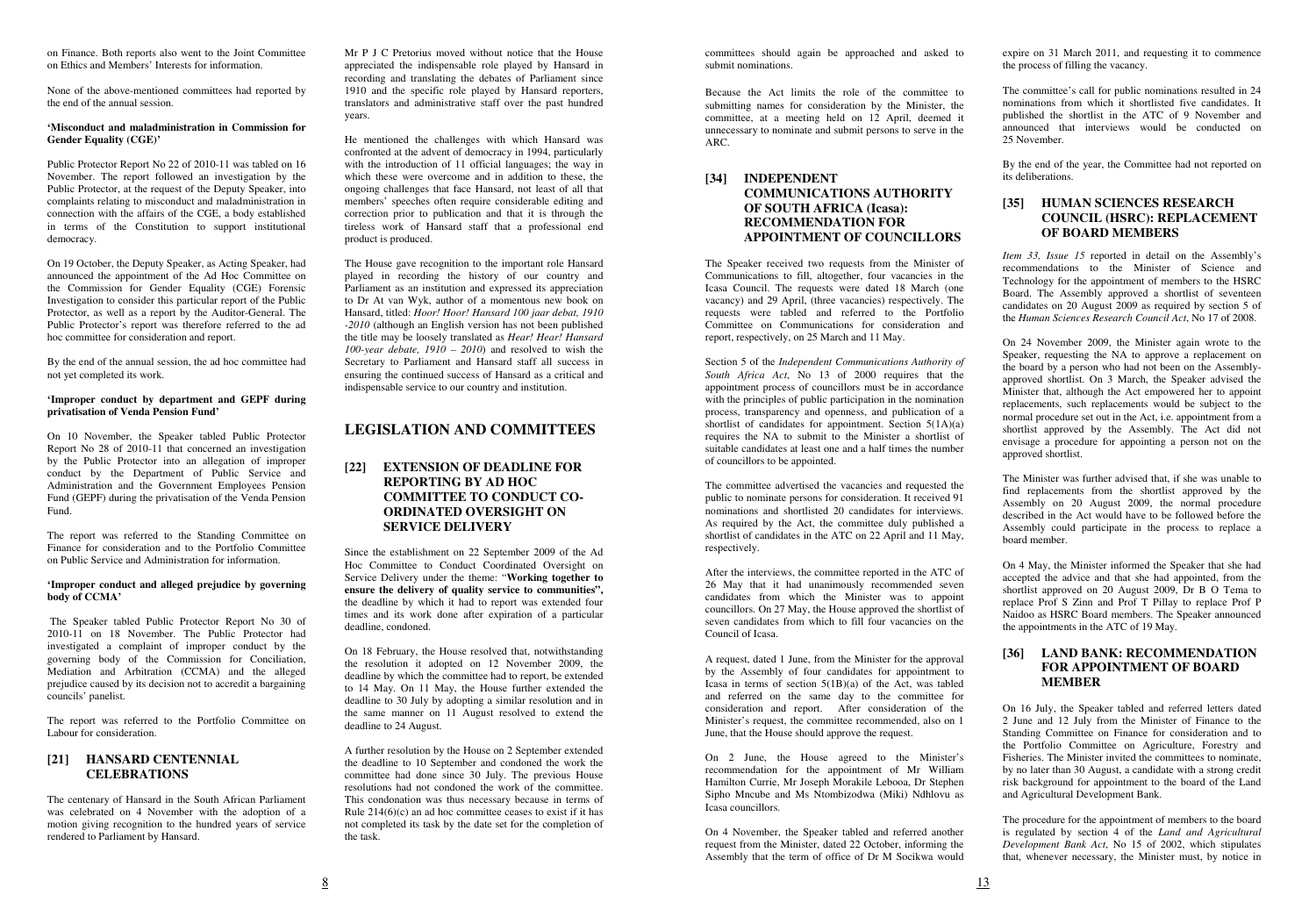on Finance. Both reports also went to the Joint Committee on Ethics and Members' Interests for information.

None of the above-mentioned committees had reported by the end of the annual session.

**'Misconduct and maladministration in Commission for Gender Equality (CGE)'**

Public Protector Report No 22 of 2010-11 was tabled on 16 November. The report followed an investigation by the Public Protector, at the request of the Deputy Speaker, into complaints relating to misconduct and maladministration in connection with the affairs of the CGE, a body established in terms of the Constitution to support institutional democracy.

On 19 October, the Deputy Speaker, as Acting Speaker, had announced the appointment of the Ad Hoc Committee on the Commission for Gender Equality (CGE) Forensic Investigation to consider this particular report of the Public Protector, as well as a report by the Auditor-General. The Public Protector's report was therefore referred to the ad hoc committee for consideration and report.

By the end of the annual session, the ad hoc committee had not yet completed its work.

**'Improper conduct by department and GEPF during privatisation of Venda Pension Fund'**

On 10 November, the Speaker tabled Public Protector Report No 28 of 2010-11 that concerned an investigation by the Public Protector into an allegation of improper conduct by the Department of Public Service and Administration and the Government Employees Pension Fund (GEPF) during the privatisation of the Venda Pension Fund.

The report was referred to the Standing Committee on Finance for consideration and to the Portfolio Committee on Public Service and Administration for information.

**'Improper conduct and alleged prejudice by governing body of CCMA'**

The Speaker tabled Public Protector Report No 30 of 2010-11 on 18 November. The Public Protector had investigated a complaint of improper conduct by the governing body of the Commission for Conciliation, Mediation and Arbitration (CCMA) and the alleged prejudice caused by its decision not to accredit a bargaining councils' panelist.

The report was referred to the Portfolio Committee on Labour for consideration.

## [21] HANSARD CENTENNIAL CELEBRATIONS

The centenary of Hansard in the South African Parliament was celebrated on 4 November with the adoption of a motion giving recognition to the hundred years of service rendered to Parliament by Hansard.

Mr P J C Pretorius moved without notice that the House appreciated the indispensable role played by Hansard in recording and translating the debates of Parliament since 1910 and the specific role played by Hansard reporters, translators and administrative staff over the past hundred years.

He mentioned the challenges with which Hansard was confronted at the advent of democracy in 1994, particularly with the introduction of 11 official languages; the way in which these were overcome and in addition to these, the ongoing challenges that face Hansard, not least of all that members' speeches often require considerable editing and correction prior to publication and that it is through the tireless work of Hansard staff that a professional end product is produced.

The House gave recognition to the important role Hansard played in recording the history of our country and Parliament as an institution and expressed its appreciation to Dr At van Wyk, author of a momentous new book on Hansard, titled: *Hoor! Hoor! Hansard 100 jaar debat, 1910 -2010* (although an English version has not been published the title may be loosely translated as *Hear! Hear! Hansard 100-year debate, 1910 – 2010*) and resolved to wish the Secretary to Parliament and Hansard staff all success in ensuring the continued success of Hansard as a critical and indispensable service to our country and institution.

# LEGISLATION AND COMMITTEES

## [22] EXTENSION OF DEADLINE FOR REPORTING BY AD HOC COMMITTEE TO CONDUCT CO-ORDINATED OVERSIGHT ON SERVICE DELIVERY

Since the establishment on 22 September 2009 of the Ad Hoc Committee to Conduct Coordinated Oversight on Service Delivery under the theme: "**Working together to ensure the delivery of quality service to communities**", the deadline by which it had to report was extended four times and its work done after expiration of a particular deadline, condoned.

On 18 February, the House resolved that, notwithstanding the resolution it adopted on 12 November 2009, the deadline by which the committee had to report, be extended to 14 May. On 11 May, the House further extended the deadline to 30 July by adopting a similar resolution and in the same manner on 11 August resolved to extend the deadline to 24 August.

A further resolution by the House on 2 September extended the deadline to 10 September and condoned the work the committee had done since 30 July. The previous House resolutions had not condoned the work of the committee. This condonation was thus necessary because in terms of Rule 214(6)(c) an ad hoc committee ceases to exist if it has not completed its task by the date set for the completion of the task.

committees should again be approached and asked to submit nominations.

Because the Act limits the role of the committee to submitting names for consideration by the Minister, the committee, at a meeting held on 12 April, deemed it unnecessary to nominate and submit persons to serve in the ARC.

## [34] INDEPENDENT COMMUNICATIONS AUTHORITY OF SOUTH AFRICA (Icasa): RECOMMENDATION FOR APPOINTMENT OF COUNCILLORS

The Speaker received two requests from the Minister of Communications to fill, altogether, four vacancies in the Icasa Council. The requests were dated 18 March (one vacancy) and 29 April, (three vacancies) respectively. The requests were tabled and referred to the Portfolio Committee on Communications for consideration and report, respectively, on 25 March and 11 May.

Section 5 of the *Independent Communications Authority of South Africa Act*, No 13 of 2000 requires that the appointment process of councillors must be in accordance with the principles of public participation in the nomination process, transparency and openness, and publication of a shortlist of candidates for appointment. Section 5(1A)(a) requires the NA to submit to the Minister a shortlist of suitable candidates at least one and a half times the number of councillors to be appointed.

The committee advertised the vacancies and requested the public to nominate persons for consideration. It received 91 nominations and shortlisted 20 candidates for interviews. As required by the Act, the committee duly published a shortlist of candidates in the ATC on 22 April and 11 May, respectively.

After the interviews, the committee reported in the ATC of 26 May that it had unanimously recommended seven candidates from which the Minister was to appoint councillors. On 27 May, the House approved the shortlist of seven candidates from which to fill four vacancies on the Council of Icasa.

A request, dated 1 June, from the Minister for the approval by the Assembly of four candidates for appointment to Icasa in terms of section 5(1B)(a) of the Act, was tabled and referred on the same day to the committee for consideration and report. After consideration of the Minister's request, the committee recommended, also on 1 June, that the House should approve the request.

On 2 June, the House agreed to the Minister's recommendation for the appointment of Mr William Hamilton Currie, Mr Joseph Morakile Lebooa, Dr Stephen Sipho Mncube and Ms Ntombizodwa (Miki) Ndhlovu as Icasa councillors.

On 4 November, the Speaker tabled and referred another request from the Minister, dated 22 October, informing the Assembly that the term of office of Dr M Socikwa would expire on 31 March 2011, and requesting it to commence the process of filling the vacancy.

The committee's call for public nominations resulted in 24 nominations from which it shortlisted five candidates. It published the shortlist in the ATC of 9 November and announced that interviews would be conducted on 25 November.

By the end of the year, the Committee had not reported on its deliberations.

## [35] HUMAN SCIENCES RESEARCH COUNCIL (HSRC): REPLACEMENT OF BOARD MEMBERS

*Item 33, Issue 15* reported in detail on the Assembly's recommendations to the Minister of Science and Technology for the appointment of members to the HSRC Board. The Assembly approved a shortlist of seventeen candidates on 20 August 2009 as required by section 5 of the *Human Sciences Research Council Act*, No 17 of 2008.

On 24 November 2009, the Minister again wrote to the Speaker, requesting the NA to approve a replacement on the board by a person who had not been on the Assembly-approved shortlist. On 3 March, the Speaker advised the Minister that, although the Act empowered her to appoint replacements, such replacements would be subject to the normal procedure set out in the Act, i.e. appointment from a shortlist approved by the Assembly. The Act did not envisage a procedure for appointing a person not on the approved shortlist.

The Minister was further advised that, if she was unable to find replacements from the shortlist approved by the Assembly on 20 August 2009, the normal procedure described in the Act would have to be followed before the Assembly could participate in the process to replace a board member.

On 4 May, the Minister informed the Speaker that she had accepted the advice and that she had appointed, from the shortlist approved on 20 August 2009, Dr B O Tema to replace Prof S Zinn and Prof T Pillay to replace Prof P Naidoo as HSRC Board members. The Speaker announced the appointments in the ATC of 19 May.

## [36] LAND BANK: RECOMMENDATION FOR APPOINTMENT OF BOARD MEMBER

On 16 July, the Speaker tabled and referred letters dated 2 June and 12 July from the Minister of Finance to the Standing Committee on Finance for consideration and to the Portfolio Committee on Agriculture, Forestry and Fisheries. The Minister invited the committees to nominate, by no later than 30 August, a candidate with a strong credit risk background for appointment to the board of the Land and Agricultural Development Bank.

The procedure for the appointment of members to the board is regulated by section 4 of the *Land and Agricultural Development Bank Act*, No 15 of 2002, which stipulates that, whenever necessary, the Minister must, by notice in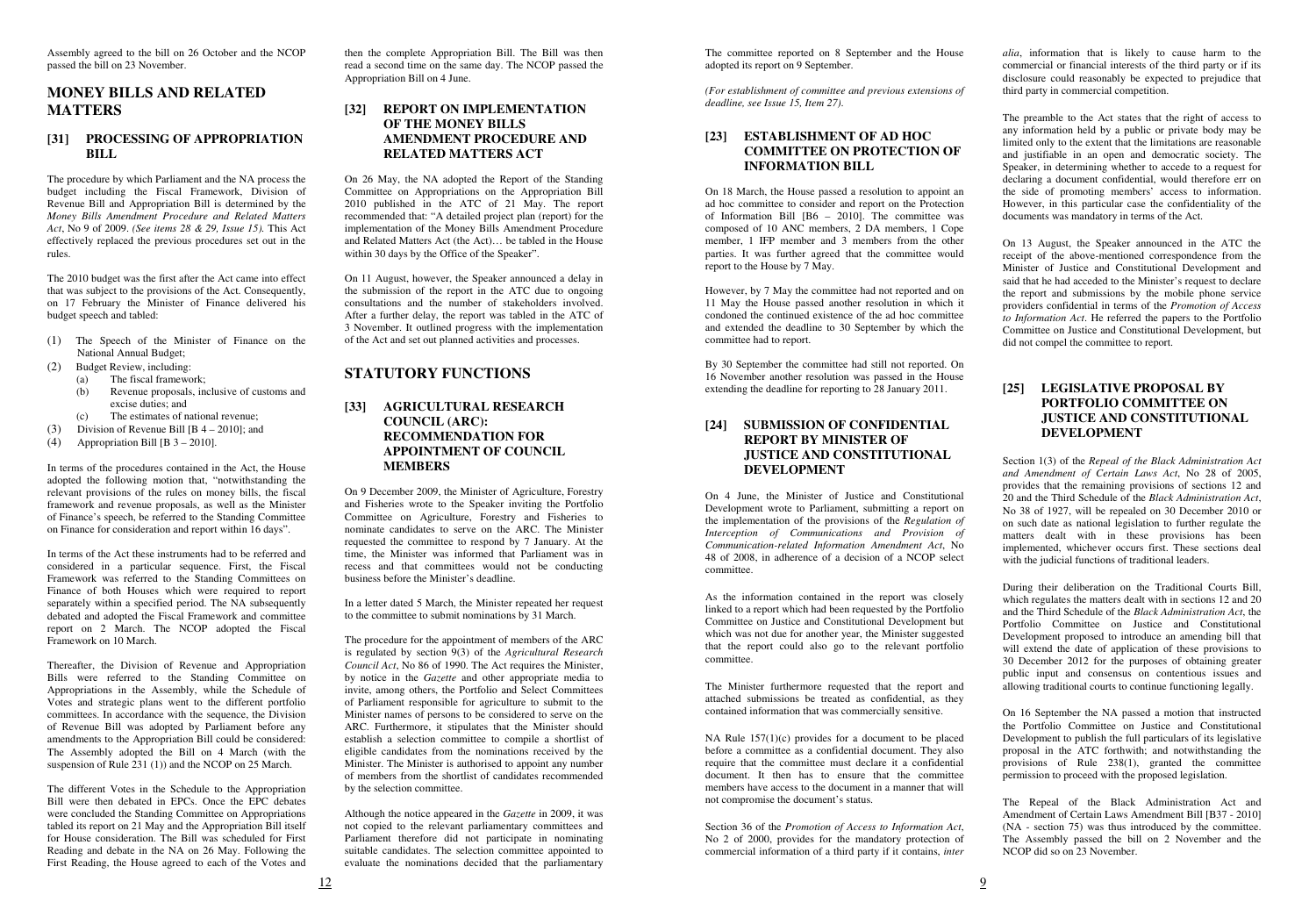Assembly agreed to the bill on 26 October and the NCOP passed the bill on 23 November.

## MONEY BILLS AND RELATED MATTERS

### [31] PROCESSING OF APPROPRIATION BILL

The procedure by which Parliament and the NA process the budget including the Fiscal Framework, Division of Revenue Bill and Appropriation Bill is determined by the *Money Bills Amendment Procedure and Related Matters Act*, No 9 of 2009. *(See items 28 & 29, Issue 15).* This Act effectively replaced the previous procedures set out in the rules.

The 2010 budget was the first after the Act came into effect that was subject to the provisions of the Act. Consequently, on 17 February the Minister of Finance delivered his budget speech and tabled:

(1) The Speech of the Minister of Finance on the National Annual Budget;
(2) Budget Review, including:
   (a) The fiscal framework;
   (b) Revenue proposals, inclusive of customs and excise duties; and
   (c) The estimates of national revenue;
(3) Division of Revenue Bill [B 4 – 2010]; and
(4) Appropriation Bill [B 3 – 2010].

In terms of the procedures contained in the Act, the House adopted the following motion that, "notwithstanding the relevant provisions of the rules on money bills, the fiscal framework and revenue proposals, as well as the Minister of Finance's speech, be referred to the Standing Committee on Finance for consideration and report within 16 days".

In terms of the Act these instruments had to be referred and considered in a particular sequence. First, the Fiscal Framework was referred to the Standing Committees on Finance of both Houses which were required to report separately within a specified period. The NA subsequently debated and adopted the Fiscal Framework and committee report on 2 March. The NCOP adopted the Fiscal Framework on 10 March.

Thereafter, the Division of Revenue and Appropriation Bills were referred to the Standing Committee on Appropriations in the Assembly, while the Schedule of Votes and strategic plans went to the different portfolio committees. In accordance with the sequence, the Division of Revenue Bill was adopted by Parliament before any amendments to the Appropriation Bill could be considered: The Assembly adopted the Bill on 4 March (with the suspension of Rule 231 (1)) and the NCOP on 25 March.

The different Votes in the Schedule to the Appropriation Bill were then debated in EPCs. Once the EPC debates were concluded the Standing Committee on Appropriations tabled its report on 21 May and the Appropriation Bill itself for House consideration. The Bill was scheduled for First Reading and debate in the NA on 26 May. Following the First Reading, the House agreed to each of the Votes and then the complete Appropriation Bill. The Bill was then read a second time on the same day. The NCOP passed the Appropriation Bill on 4 June.

### [32] REPORT ON IMPLEMENTATION OF THE MONEY BILLS AMENDMENT PROCEDURE AND RELATED MATTERS ACT

On 26 May, the NA adopted the Report of the Standing Committee on Appropriations on the Appropriation Bill 2010 published in the ATC of 21 May. The report recommended that: "A detailed project plan (report) for the implementation of the Money Bills Amendment Procedure and Related Matters Act (the Act)… be tabled in the House within 30 days by the Office of the Speaker".

On 11 August, however, the Speaker announced a delay in the submission of the report in the ATC due to ongoing consultations and the number of stakeholders involved. After a further delay, the report was tabled in the ATC of 3 November. It outlined progress with the implementation of the Act and set out planned activities and processes.

## STATUTORY FUNCTIONS

### [33] AGRICULTURAL RESEARCH COUNCIL (ARC): RECOMMENDATION FOR APPOINTMENT OF COUNCIL MEMBERS

On 9 December 2009, the Minister of Agriculture, Forestry and Fisheries wrote to the Speaker inviting the Portfolio Committee on Agriculture, Forestry and Fisheries to nominate candidates to serve on the ARC. The Minister requested the committee to respond by 7 January. At the time, the Minister was informed that Parliament was in recess and that committees would not be conducting business before the Minister's deadline.

In a letter dated 5 March, the Minister repeated her request to the committee to submit nominations by 31 March.

The procedure for the appointment of members of the ARC is regulated by section 9(3) of the *Agricultural Research Council Act*, No 86 of 1990. The Act requires the Minister, by notice in the *Gazette* and other appropriate media to invite, among others, the Portfolio and Select Committees of Parliament responsible for agriculture to submit to the Minister names of persons to be considered to serve on the ARC. Furthermore, it stipulates that the Minister should establish a selection committee to compile a shortlist of eligible candidates from the nominations received by the Minister. The Minister is authorised to appoint any number of members from the shortlist of candidates recommended by the selection committee.

Although the notice appeared in the *Gazette* in 2009, it was not copied to the relevant parliamentary committees and Parliament therefore did not participate in nominating suitable candidates. The selection committee appointed to evaluate the nominations decided that the parliamentary

The committee reported on 8 September and the House adopted its report on 9 September.

*(For establishment of committee and previous extensions of deadline, see Issue 15, Item 27).*

### [23] ESTABLISHMENT OF AD HOC COMMITTEE ON PROTECTION OF INFORMATION BILL

On 18 March, the House passed a resolution to appoint an ad hoc committee to consider and report on the Protection of Information Bill [B6 – 2010]. The committee was composed of 10 ANC members, 2 DA members, 1 Cope member, 1 IFP member and 3 members from the other parties. It was further agreed that the committee would report to the House by 7 May.

However, by 7 May the committee had not reported and on 11 May the House passed another resolution in which it condoned the continued existence of the ad hoc committee and extended the deadline to 30 September by which the committee had to report.

By 30 September the committee had still not reported. On 16 November another resolution was passed in the House extending the deadline for reporting to 28 January 2011.

### [24] SUBMISSION OF CONFIDENTIAL REPORT BY MINISTER OF JUSTICE AND CONSTITUTIONAL DEVELOPMENT

On 4 June, the Minister of Justice and Constitutional Development wrote to Parliament, submitting a report on the implementation of the provisions of the *Regulation of Interception of Communications and Provision of Communication-related Information Amendment Act*, No 48 of 2008, in adherence of a decision of a NCOP select committee.

As the information contained in the report was closely linked to a report which had been requested by the Portfolio Committee on Justice and Constitutional Development but which was not due for another year, the Minister suggested that the report could also go to the relevant portfolio committee.

The Minister furthermore requested that the report and attached submissions be treated as confidential, as they contained information that was commercially sensitive.

NA Rule 157(1)(c) provides for a document to be placed before a committee as a confidential document. They also require that the committee must declare it a confidential document. It then has to ensure that the committee members have access to the document in a manner that will not compromise the document's status.

Section 36 of the *Promotion of Access to Information Act*, No 2 of 2000, provides for the mandatory protection of commercial information of a third party if it contains, *inter alia*, information that is likely to cause harm to the commercial or financial interests of the third party or if its disclosure could reasonably be expected to prejudice that third party in commercial competition.

The preamble to the Act states that the right of access to any information held by a public or private body may be limited only to the extent that the limitations are reasonable and justifiable in an open and democratic society. The Speaker, in determining whether to accede to a request for declaring a document confidential, would therefore err on the side of promoting members' access to information. However, in this particular case the confidentiality of the documents was mandatory in terms of the Act.

On 13 August, the Speaker announced in the ATC the receipt of the above-mentioned correspondence from the Minister of Justice and Constitutional Development and said that he had acceded to the Minister's request to declare the report and submissions by the mobile phone service providers confidential in terms of the *Promotion of Access to Information Act*. He referred the papers to the Portfolio Committee on Justice and Constitutional Development, but did not compel the committee to report.

### [25] LEGISLATIVE PROPOSAL BY PORTFOLIO COMMITTEE ON JUSTICE AND CONSTITUTIONAL DEVELOPMENT

Section 1(3) of the *Repeal of the Black Administration Act and Amendment of Certain Laws Act*, No 28 of 2005, provides that the remaining provisions of sections 12 and 20 and the Third Schedule of the *Black Administration Act*, No 38 of 1927, will be repealed on 30 December 2010 or on such date as national legislation to further regulate the matters dealt with in these provisions has been implemented, whichever occurs first. These sections deal with the judicial functions of traditional leaders.

During their deliberation on the Traditional Courts Bill, which regulates the matters dealt with in sections 12 and 20 and the Third Schedule of the *Black Administration Act*, the Portfolio Committee on Justice and Constitutional Development proposed to introduce an amending bill that will extend the date of application of these provisions to 30 December 2012 for the purposes of obtaining greater public input and consensus on contentious issues and allowing traditional courts to continue functioning legally.

On 16 September the NA passed a motion that instructed the Portfolio Committee on Justice and Constitutional Development to publish the full particulars of its legislative proposal in the ATC forthwith; and notwithstanding the provisions of Rule 238(1), granted the committee permission to proceed with the proposed legislation.

The Repeal of the Black Administration Act and Amendment of Certain Laws Amendment Bill [B37 - 2010] (NA - section 75) was thus introduced by the committee. The Assembly passed the bill on 2 November and the NCOP did so on 23 November.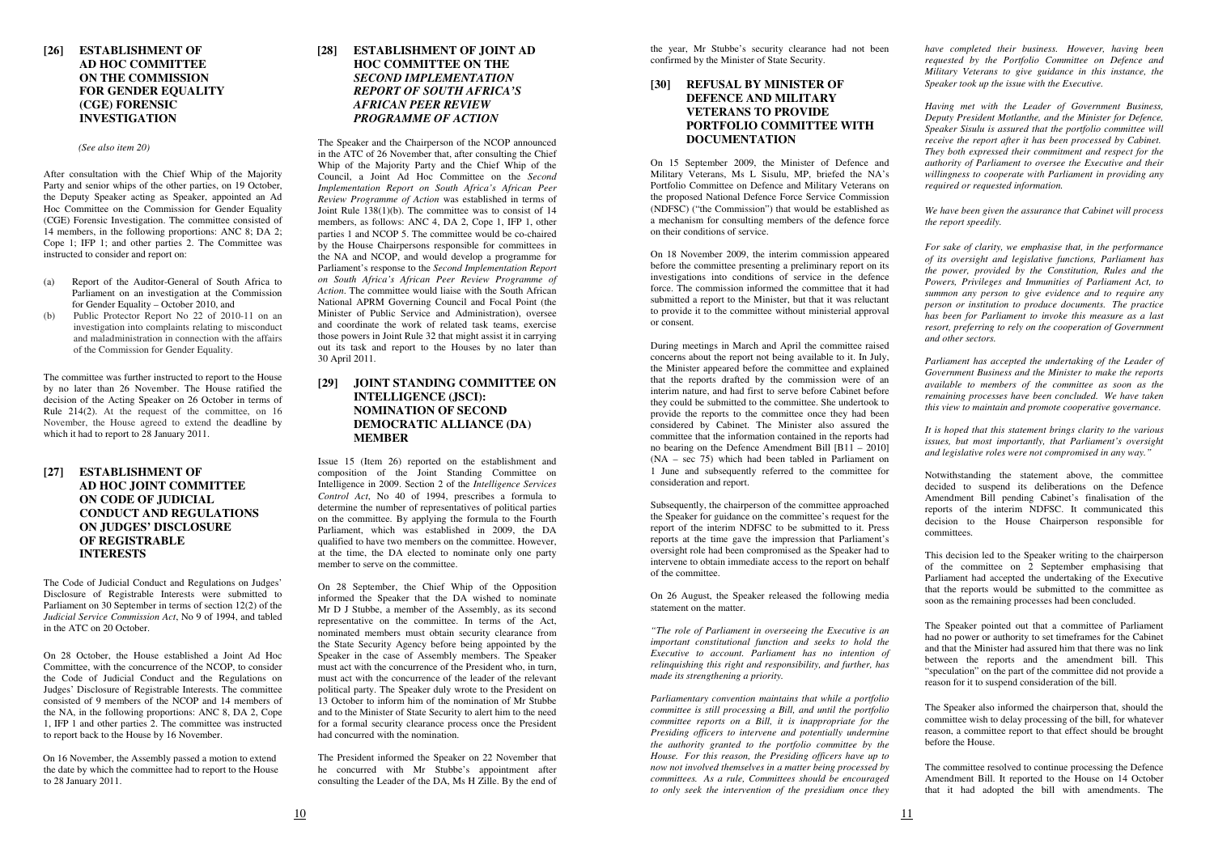## [26] ESTABLISHMENT OF AD HOC COMMITTEE ON THE COMMISSION FOR GENDER EQUALITY (CGE) FORENSIC INVESTIGATION

*(See also item 20)*

After consultation with the Chief Whip of the Majority Party and senior whips of the other parties, on 19 October, the Deputy Speaker acting as Speaker, appointed an Ad Hoc Committee on the Commission for Gender Equality (CGE) Forensic Investigation. The committee consisted of 14 members, in the following proportions: ANC 8; DA 2; Cope 1; IFP 1; and other parties 2. The Committee was instructed to consider and report on:

(a) Report of the Auditor-General of South Africa to Parliament on an investigation at the Commission for Gender Equality – October 2010, and
(b) Public Protector Report No 22 of 2010-11 on an investigation into complaints relating to misconduct and maladministration in connection with the affairs of the Commission for Gender Equality.

The committee was further instructed to report to the House by no later than 26 November. The House ratified the decision of the Acting Speaker on 26 October in terms of Rule 214(2). At the request of the committee, on 16 November, the House agreed to extend the deadline by which it had to report to 28 January 2011.

## [27] ESTABLISHMENT OF AD HOC JOINT COMMITTEE ON CODE OF JUDICIAL CONDUCT AND REGULATIONS ON JUDGES' DISCLOSURE OF REGISTRABLE INTERESTS

The Code of Judicial Conduct and Regulations on Judges' Disclosure of Registrable Interests were submitted to Parliament on 30 September in terms of section 12(2) of the *Judicial Service Commission Act*, No 9 of 1994, and tabled in the ATC on 20 October.

On 28 October, the House established a Joint Ad Hoc Committee, with the concurrence of the NCOP, to consider the Code of Judicial Conduct and the Regulations on Judges' Disclosure of Registrable Interests. The committee consisted of 9 members of the NCOP and 14 members of the NA, in the following proportions: ANC 8, DA 2, Cope 1, IFP 1 and other parties 2. The committee was instructed to report back to the House by 16 November.

On 16 November, the Assembly passed a motion to extend the date by which the committee had to report to the House to 28 January 2011.

## [28] ESTABLISHMENT OF JOINT AD HOC COMMITTEE ON THE *SECOND IMPLEMENTATION REPORT OF SOUTH AFRICA'S AFRICAN PEER REVIEW PROGRAMME OF ACTION*

The Speaker and the Chairperson of the NCOP announced in the ATC of 26 November that, after consulting the Chief Whip of the Majority Party and the Chief Whip of the Council, a Joint Ad Hoc Committee on the *Second Implementation Report on South Africa's African Peer Review Programme of Action* was established in terms of Joint Rule 138(1)(b). The committee was to consist of 14 members, as follows: ANC 4, DA 2, Cope 1, IFP 1, other parties 1 and NCOP 5. The committee would be co-chaired by the House Chairpersons responsible for committees in the NA and NCOP, and would develop a programme for Parliament's response to the *Second Implementation Report on South Africa's African Peer Review Programme of Action*. The committee would liaise with the South African National APRM Governing Council and Focal Point (the Minister of Public Service and Administration), oversee and coordinate the work of related task teams, exercise those powers in Joint Rule 32 that might assist it in carrying out its task and report to the Houses by no later than 30 April 2011.

## [29] JOINT STANDING COMMITTEE ON INTELLIGENCE (JSCI): NOMINATION OF SECOND DEMOCRATIC ALLIANCE (DA) MEMBER

Issue 15 (Item 26) reported on the establishment and composition of the Joint Standing Committee on Intelligence in 2009. Section 2 of the *Intelligence Services Control Act*, No 40 of 1994, prescribes a formula to determine the number of representatives of political parties on the committee. By applying the formula to the Fourth Parliament, which was established in 2009, the DA qualified to have two members on the committee. However, at the time, the DA elected to nominate only one party member to serve on the committee.

On 28 September, the Chief Whip of the Opposition informed the Speaker that the DA wished to nominate Mr D J Stubbe, a member of the Assembly, as its second representative on the committee. In terms of the Act, nominated members must obtain security clearance from the State Security Agency before being appointed by the Speaker in the case of Assembly members. The Speaker must act with the concurrence of the President who, in turn, must act with the concurrence of the leader of the relevant political party. The Speaker duly wrote to the President on 13 October to inform him of the nomination of Mr Stubbe and to the Minister of State Security to alert him to the need for a formal security clearance process once the President had concurred with the nomination.

The President informed the Speaker on 22 November that he concurred with Mr Stubbe's appointment after consulting the Leader of the DA, Ms H Zille. By the end of the year, Mr Stubbe's security clearance had not been confirmed by the Minister of State Security.

## [30] REFUSAL BY MINISTER OF DEFENCE AND MILITARY VETERANS TO PROVIDE PORTFOLIO COMMITTEE WITH DOCUMENTATION

On 15 September 2009, the Minister of Defence and Military Veterans, Ms L Sisulu, MP, briefed the NA's Portfolio Committee on Defence and Military Veterans on the proposed National Defence Force Service Commission (NDFSC) ("the Commission") that would be established as a mechanism for consulting members of the defence force on their conditions of service.

On 18 November 2009, the interim commission appeared before the committee presenting a preliminary report on its investigations into conditions of service in the defence force. The commission informed the committee that it had submitted a report to the Minister, but that it was reluctant to provide it to the committee without ministerial approval or consent.

During meetings in March and April the committee raised concerns about the report not being available to it. In July, the Minister appeared before the committee and explained that the reports drafted by the commission were of an interim nature, and had first to serve before Cabinet before they could be submitted to the committee. She undertook to provide the reports to the committee once they had been considered by Cabinet. The Minister also assured the committee that the information contained in the reports had no bearing on the Defence Amendment Bill [B11 – 2010] (NA – sec 75) which had been tabled in Parliament on 1 June and subsequently referred to the committee for consideration and report.

Subsequently, the chairperson of the committee approached the Speaker for guidance on the committee's request for the report of the interim NDFSC to be submitted to it. Press reports at the time gave the impression that Parliament's oversight role had been compromised as the Speaker had to intervene to obtain immediate access to the report on behalf of the committee.

On 26 August, the Speaker released the following media statement on the matter.

*"The role of Parliament in overseeing the Executive is an important constitutional function and seeks to hold the Executive to account. Parliament has no intention of relinquishing this right and responsibility, and further, has made its strengthening a priority.*

*Parliamentary convention maintains that while a portfolio committee is still processing a Bill, and until the portfolio committee reports on a Bill, it is inappropriate for the Presiding officers to intervene and potentially undermine the authority granted to the portfolio committee by the House. For this reason, the Presiding officers have up to now not involved themselves in a matter being processed by committees. As a rule, Committees should be encouraged to only seek the intervention of the presidium once they have completed their business. However, having been requested by the Portfolio Committee on Defence and Military Veterans to give guidance in this instance, the Speaker took up the issue with the Executive.*

*Having met with the Leader of Government Business, Deputy President Motlanthe, and the Minister for Defence, Speaker Sisulu is assured that the portfolio committee will receive the report after it has been processed by Cabinet. They both expressed their commitment and respect for the authority of Parliament to oversee the Executive and their willingness to cooperate with Parliament in providing any required or requested information.*

*We have been given the assurance that Cabinet will process the report speedily.*

*For sake of clarity, we emphasise that, in the performance of its oversight and legislative functions, Parliament has the power, provided by the Constitution, Rules and the Powers, Privileges and Immunities of Parliament Act, to summon any person to give evidence and to require any person or institution to produce documents. The practice has been for Parliament to invoke this measure as a last resort, preferring to rely on the cooperation of Government and other sectors.*

*Parliament has accepted the undertaking of the Leader of Government Business and the Minister to make the reports available to members of the committee as soon as the remaining processes have been concluded. We have taken this view to maintain and promote cooperative governance.*

*It is hoped that this statement brings clarity to the various issues, but most importantly, that Parliament's oversight and legislative roles were not compromised in any way."*

Notwithstanding the statement above, the committee decided to suspend its deliberations on the Defence Amendment Bill pending Cabinet's finalisation of the reports of the interim NDFSC. It communicated this decision to the House Chairperson responsible for committees.

This decision led to the Speaker writing to the chairperson of the committee on 2 September emphasising that Parliament had accepted the undertaking of the Executive that the reports would be submitted to the committee as soon as the remaining processes had been concluded.

The Speaker pointed out that a committee of Parliament had no power or authority to set timeframes for the Cabinet and that the Minister had assured him that there was no link between the reports and the amendment bill. This "speculation" on the part of the committee did not provide a reason for it to suspend consideration of the bill.

The Speaker also informed the chairperson that, should the committee wish to delay processing of the bill, for whatever reason, a committee report to that effect should be brought before the House.

The committee resolved to continue processing the Defence Amendment Bill. It reported to the House on 14 October that it had adopted the bill with amendments. The